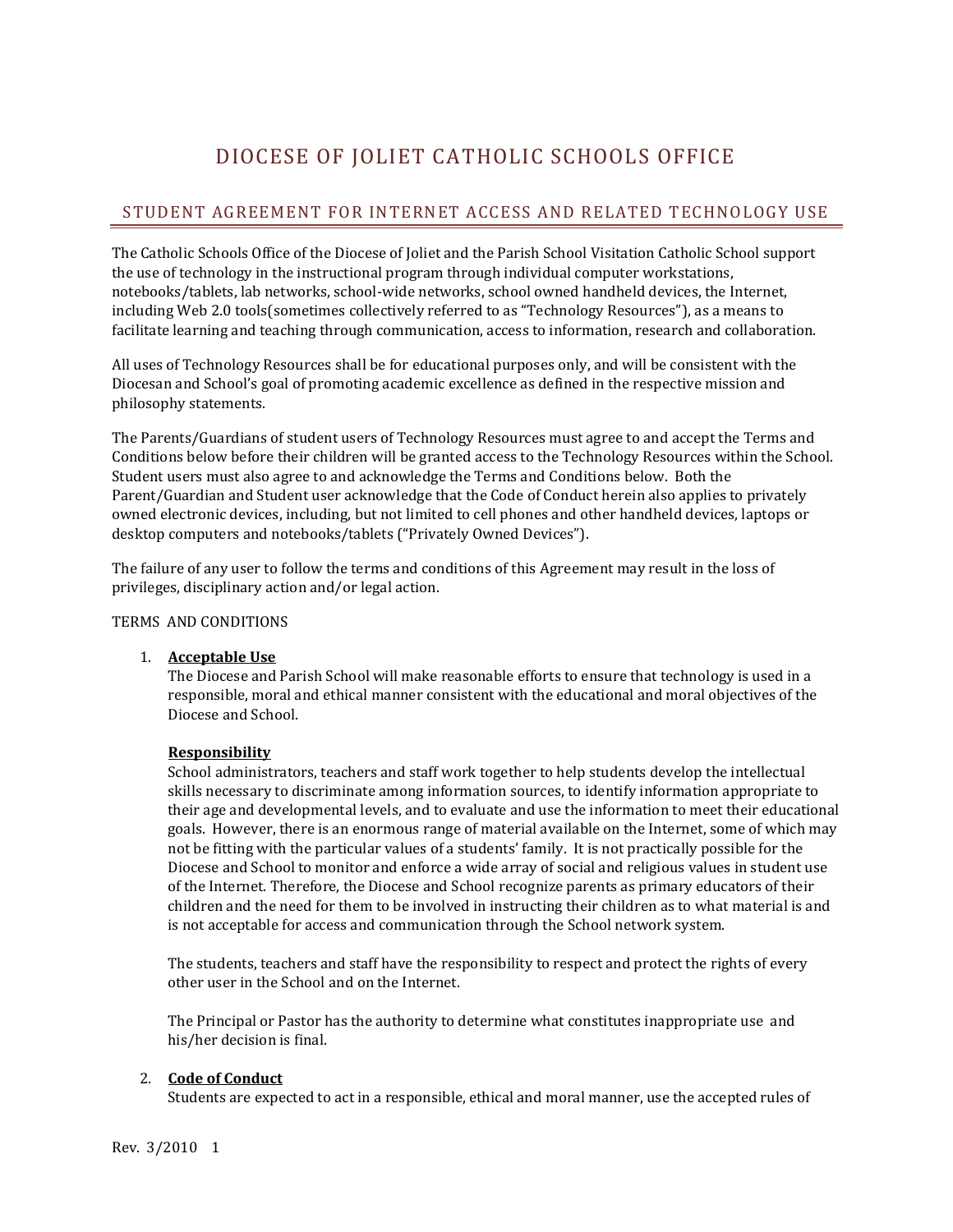# DIOCESE OF JOLIET CATHOLIC SCHOOLS OFFICE

## STUDENT AGREEMENT FOR INTERNET ACCESS AND RELATED TECHNOLOGY USE

The Catholic Schools Office of the Diocese of Joliet and the Parish School Visitation Catholic School support the use of technology in the instructional program through individual computer workstations, notebooks/tablets, lab networks, school-wide networks, school owned handheld devices, the Internet, including Web 2.0 tools(sometimes collectively referred to as "Technology Resources"), as a means to facilitate learning and teaching through communication, access to information, research and collaboration.

All uses of Technology Resources shall be for educational purposes only, and will be consistent with the Diocesan and School's goal of promoting academic excellence as defined in the respective mission and philosophy statements.

The Parents/Guardians of student users of Technology Resources must agree to and accept the Terms and Conditions below before their children will be granted access to the Technology Resources within the School. Student users must also agree to and acknowledge the Terms and Conditions below. Both the Parent/Guardian and Student user acknowledge that the Code of Conduct herein also applies to privately owned electronic devices, including, but not limited to cell phones and other handheld devices, laptops or desktop computers and notebooks/tablets ("Privately Owned Devices").

The failure of any user to follow the terms and conditions of this Agreement may result in the loss of privileges, disciplinary action and/or legal action.

TERMS AND CONDITIONS

1. **<u>Acceptable Use</u>**
   The Diocese and Parish School will make reasonable efforts to ensure that technology is used in a responsible, moral and ethical manner consistent with the educational and moral objectives of the Diocese and School.

   **<u>Responsibility</u>**
   School administrators, teachers and staff work together to help students develop the intellectual skills necessary to discriminate among information sources, to identify information appropriate to their age and developmental levels, and to evaluate and use the information to meet their educational goals. However, there is an enormous range of material available on the Internet, some of which may not be fitting with the particular values of a students' family. It is not practically possible for the Diocese and School to monitor and enforce a wide array of social and religious values in student use of the Internet. Therefore, the Diocese and School recognize parents as primary educators of their children and the need for them to be involved in instructing their children as to what material is and is not acceptable for access and communication through the School network system.

   The students, teachers and staff have the responsibility to respect and protect the rights of every other user in the School and on the Internet.

   The Principal or Pastor has the authority to determine what constitutes inappropriate use and his/her decision is final.

2. **<u>Code of Conduct</u>**
   Students are expected to act in a responsible, ethical and moral manner, use the accepted rules of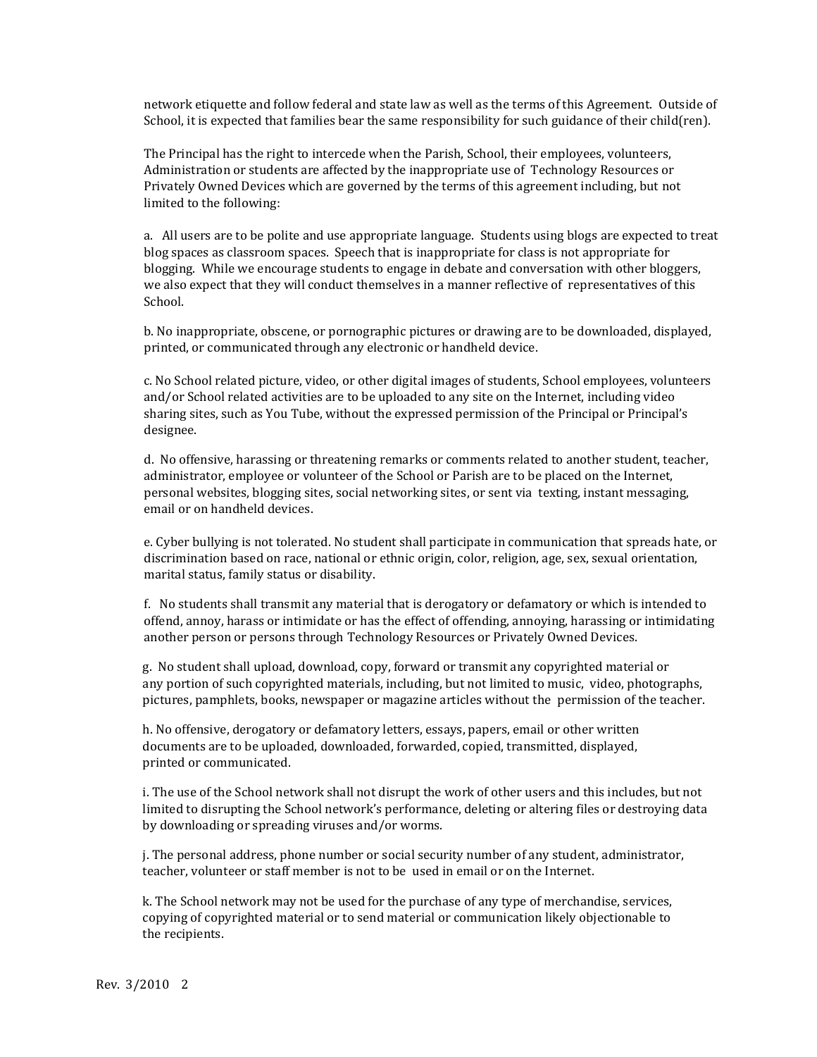network etiquette and follow federal and state law as well as the terms of this Agreement. Outside of School, it is expected that families bear the same responsibility for such guidance of their child(ren).

The Principal has the right to intercede when the Parish, School, their employees, volunteers, Administration or students are affected by the inappropriate use of Technology Resources or Privately Owned Devices which are governed by the terms of this agreement including, but not limited to the following:

a. All users are to be polite and use appropriate language. Students using blogs are expected to treat blog spaces as classroom spaces. Speech that is inappropriate for class is not appropriate for blogging. While we encourage students to engage in debate and conversation with other bloggers, we also expect that they will conduct themselves in a manner reflective of representatives of this School.

b. No inappropriate, obscene, or pornographic pictures or drawing are to be downloaded, displayed, printed, or communicated through any electronic or handheld device.

c. No School related picture, video, or other digital images of students, School employees, volunteers and/or School related activities are to be uploaded to any site on the Internet, including video sharing sites, such as You Tube, without the expressed permission of the Principal or Principal's designee.

d. No offensive, harassing or threatening remarks or comments related to another student, teacher, administrator, employee or volunteer of the School or Parish are to be placed on the Internet, personal websites, blogging sites, social networking sites, or sent via texting, instant messaging, email or on handheld devices.

e. Cyber bullying is not tolerated. No student shall participate in communication that spreads hate, or discrimination based on race, national or ethnic origin, color, religion, age, sex, sexual orientation, marital status, family status or disability.

f. No students shall transmit any material that is derogatory or defamatory or which is intended to offend, annoy, harass or intimidate or has the effect of offending, annoying, harassing or intimidating another person or persons through Technology Resources or Privately Owned Devices.

g. No student shall upload, download, copy, forward or transmit any copyrighted material or any portion of such copyrighted materials, including, but not limited to music, video, photographs, pictures, pamphlets, books, newspaper or magazine articles without the permission of the teacher.

h. No offensive, derogatory or defamatory letters, essays, papers, email or other written documents are to be uploaded, downloaded, forwarded, copied, transmitted, displayed, printed or communicated.

i. The use of the School network shall not disrupt the work of other users and this includes, but not limited to disrupting the School network's performance, deleting or altering files or destroying data by downloading or spreading viruses and/or worms.

j. The personal address, phone number or social security number of any student, administrator, teacher, volunteer or staff member is not to be used in email or on the Internet.

k. The School network may not be used for the purchase of any type of merchandise, services, copying of copyrighted material or to send material or communication likely objectionable to the recipients.

Rev. 3/2010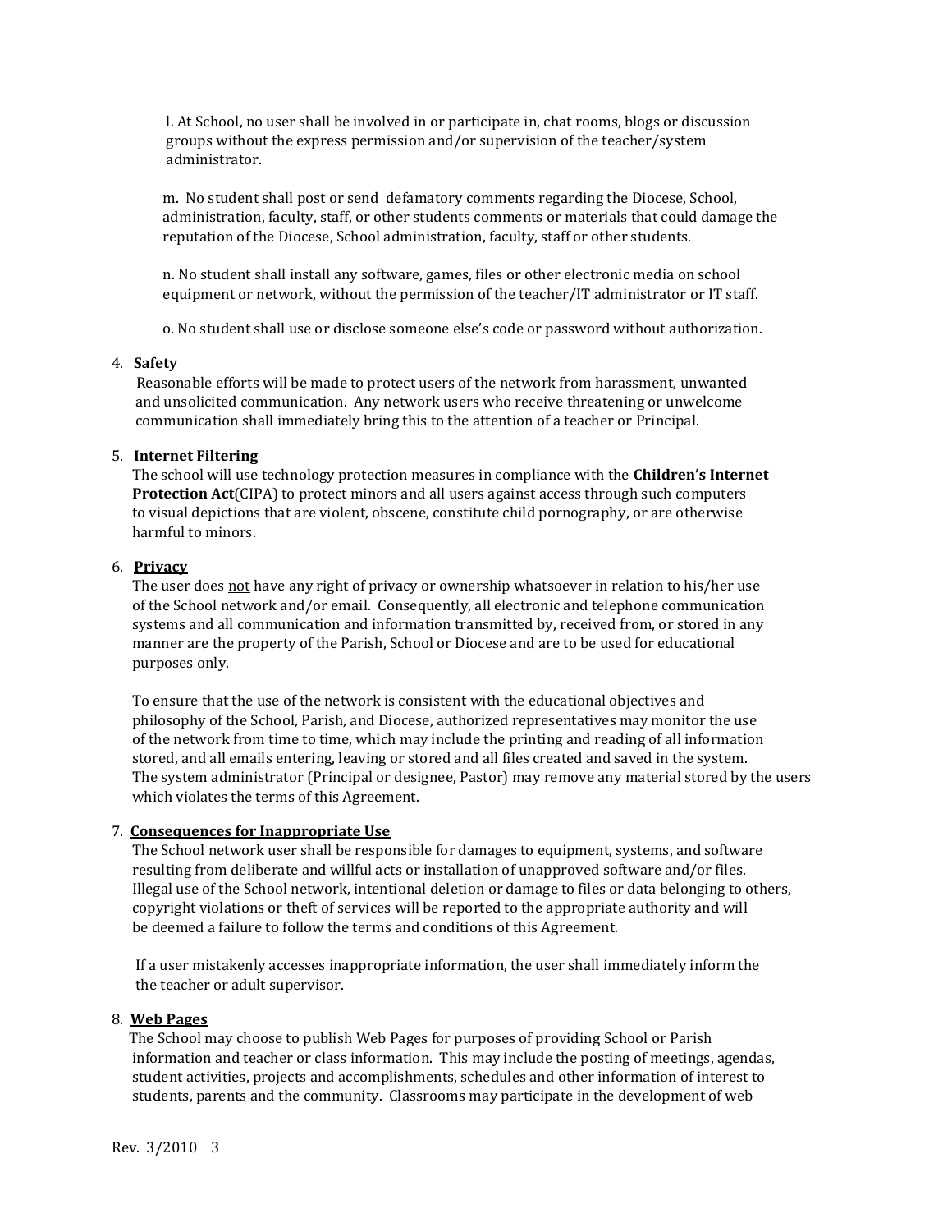l. At School, no user shall be involved in or participate in, chat rooms, blogs or discussion groups without the express permission and/or supervision of the teacher/system administrator.

m. No student shall post or send defamatory comments regarding the Diocese, School, administration, faculty, staff, or other students comments or materials that could damage the reputation of the Diocese, School administration, faculty, staff or other students.

n. No student shall install any software, games, files or other electronic media on school equipment or network, without the permission of the teacher/IT administrator or IT staff.

o. No student shall use or disclose someone else's code or password without authorization.

4. **Safety**

Reasonable efforts will be made to protect users of the network from harassment, unwanted and unsolicited communication. Any network users who receive threatening or unwelcome communication shall immediately bring this to the attention of a teacher or Principal.

5. **Internet Filtering**

The school will use technology protection measures in compliance with the **Children's Internet Protection Act**(CIPA) to protect minors and all users against access through such computers to visual depictions that are violent, obscene, constitute child pornography, or are otherwise harmful to minors.

6. **Privacy**

The user does not have any right of privacy or ownership whatsoever in relation to his/her use of the School network and/or email. Consequently, all electronic and telephone communication systems and all communication and information transmitted by, received from, or stored in any manner are the property of the Parish, School or Diocese and are to be used for educational purposes only.

To ensure that the use of the network is consistent with the educational objectives and philosophy of the School, Parish, and Diocese, authorized representatives may monitor the use of the network from time to time, which may include the printing and reading of all information stored, and all emails entering, leaving or stored and all files created and saved in the system. The system administrator (Principal or designee, Pastor) may remove any material stored by the users which violates the terms of this Agreement.

7. **Consequences for Inappropriate Use**

The School network user shall be responsible for damages to equipment, systems, and software resulting from deliberate and willful acts or installation of unapproved software and/or files. Illegal use of the School network, intentional deletion or damage to files or data belonging to others, copyright violations or theft of services will be reported to the appropriate authority and will be deemed a failure to follow the terms and conditions of this Agreement.

If a user mistakenly accesses inappropriate information, the user shall immediately inform the the teacher or adult supervisor.

8. **Web Pages**

The School may choose to publish Web Pages for purposes of providing School or Parish information and teacher or class information. This may include the posting of meetings, agendas, student activities, projects and accomplishments, schedules and other information of interest to students, parents and the community. Classrooms may participate in the development of web

Rev. 3/2010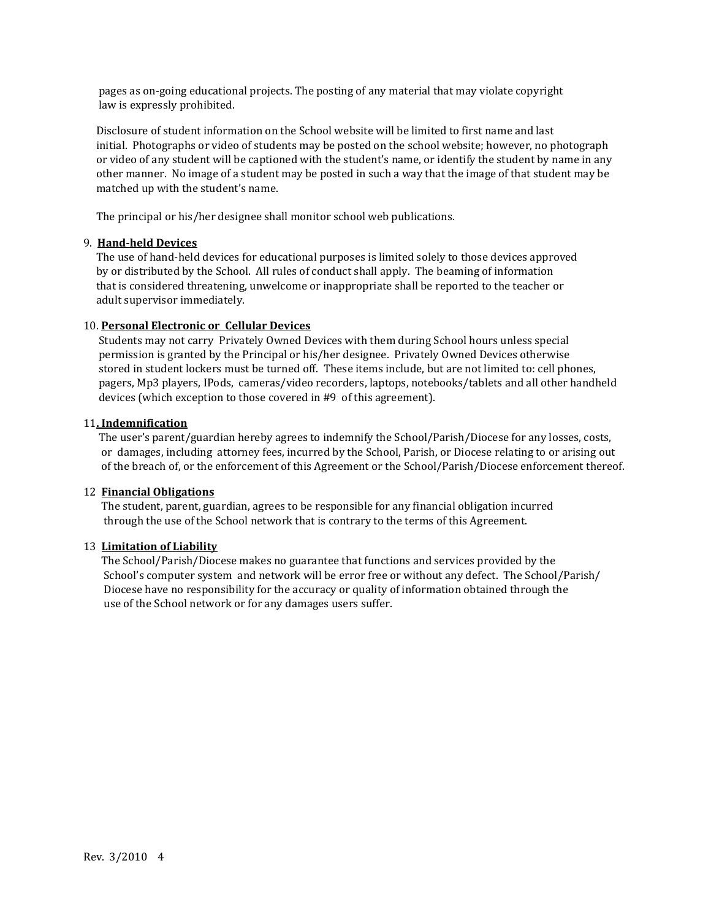pages as on-going educational projects. The posting of any material that may violate copyright law is expressly prohibited.

Disclosure of student information on the School website will be limited to first name and last initial. Photographs or video of students may be posted on the school website; however, no photograph or video of any student will be captioned with the student's name, or identify the student by name in any other manner. No image of a student may be posted in such a way that the image of that student may be matched up with the student's name.

The principal or his/her designee shall monitor school web publications.

9. **Hand-held Devices**

The use of hand-held devices for educational purposes is limited solely to those devices approved by or distributed by the School. All rules of conduct shall apply. The beaming of information that is considered threatening, unwelcome or inappropriate shall be reported to the teacher or adult supervisor immediately.

10. **Personal Electronic or Cellular Devices**

Students may not carry Privately Owned Devices with them during School hours unless special permission is granted by the Principal or his/her designee. Privately Owned Devices otherwise stored in student lockers must be turned off. These items include, but are not limited to: cell phones, pagers, Mp3 players, IPods, cameras/video recorders, laptops, notebooks/tablets and all other handheld devices (which exception to those covered in #9 of this agreement).

11**. Indemnification**

The user's parent/guardian hereby agrees to indemnify the School/Parish/Diocese for any losses, costs, or damages, including attorney fees, incurred by the School, Parish, or Diocese relating to or arising out of the breach of, or the enforcement of this Agreement or the School/Parish/Diocese enforcement thereof.

12 **Financial Obligations**

The student, parent, guardian, agrees to be responsible for any financial obligation incurred through the use of the School network that is contrary to the terms of this Agreement.

13 **Limitation of Liability**

The School/Parish/Diocese makes no guarantee that functions and services provided by the School's computer system and network will be error free or without any defect. The School/Parish/Diocese have no responsibility for the accuracy or quality of information obtained through the use of the School network or for any damages users suffer.

Rev. 3/2010